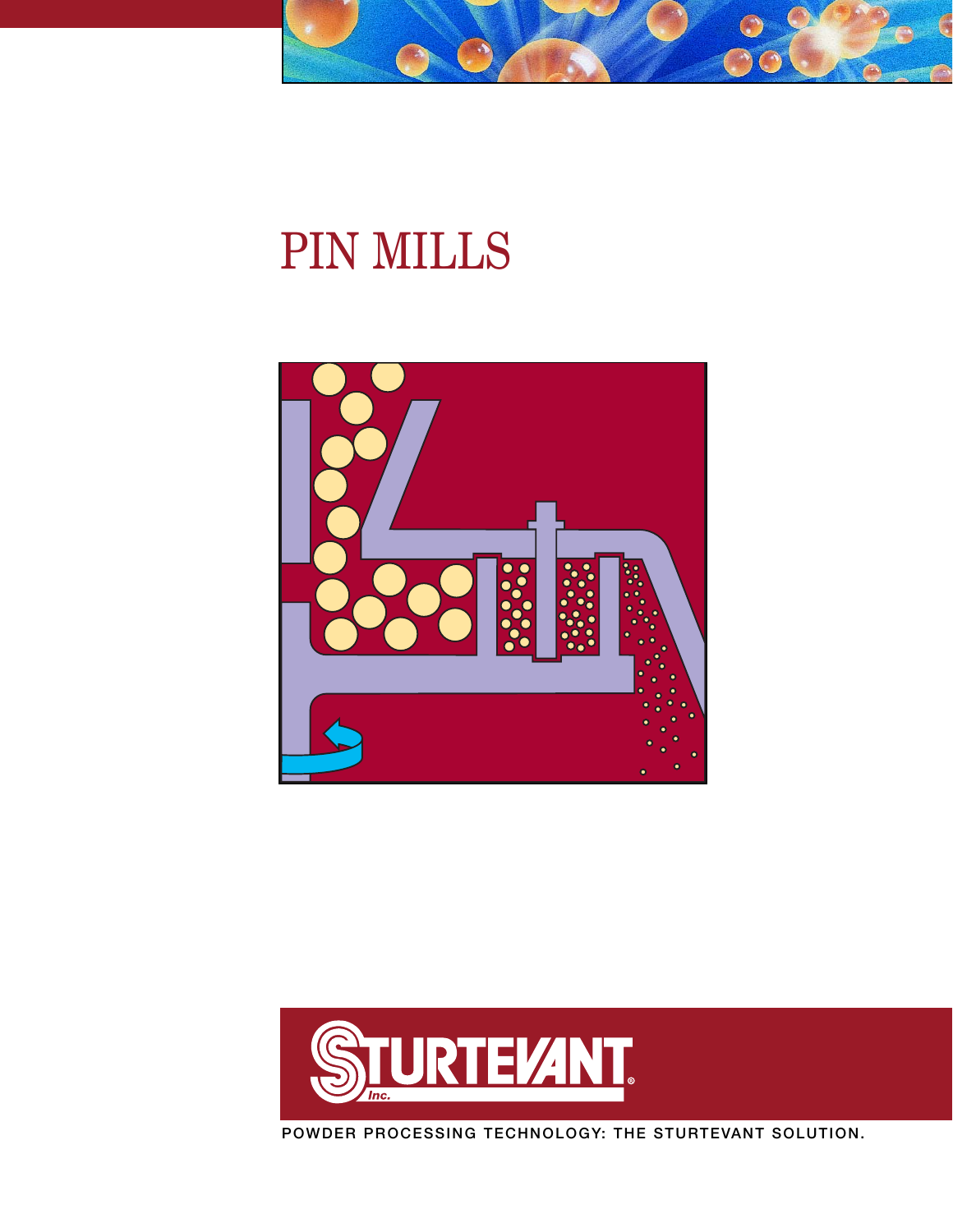# PIN MILLS

STURTEVANT Inc.®

POWDER PROCESSING TECHNOLOGY: THE STURTEVANT SOLUTION.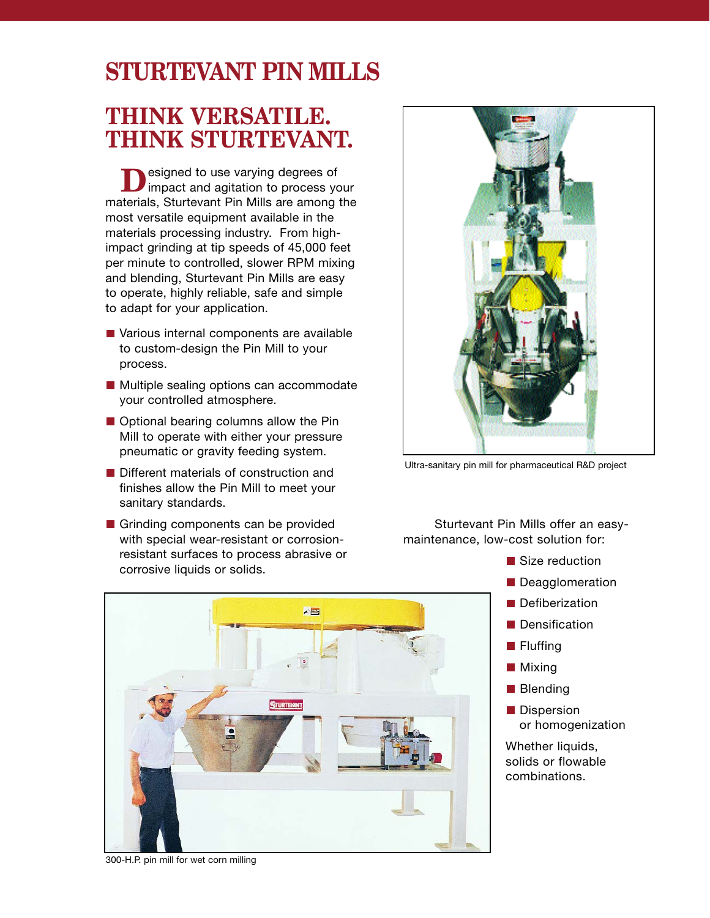# STURTEVANT PIN MILLS

## THINK VERSATILE. THINK STURTEVANT.

Designed to use varying degrees of impact and agitation to process your materials, Sturtevant Pin Mills are among the most versatile equipment available in the materials processing industry. From high-impact grinding at tip speeds of 45,000 feet per minute to controlled, slower RPM mixing and blending, Sturtevant Pin Mills are easy to operate, highly reliable, safe and simple to adapt for your application.

- Various internal components are available to custom-design the Pin Mill to your process.
- Multiple sealing options can accommodate your controlled atmosphere.
- Optional bearing columns allow the Pin Mill to operate with either your pressure pneumatic or gravity feeding system.
- Different materials of construction and finishes allow the Pin Mill to meet your sanitary standards.
- Grinding components can be provided with special wear-resistant or corrosion-resistant surfaces to process abrasive or corrosive liquids or solids.

Ultra-sanitary pin mill for pharmaceutical R&D project

Sturtevant Pin Mills offer an easy-maintenance, low-cost solution for:

- Size reduction
- Deagglomeration
- Defiberization
- Densification
- Fluffing
- Mixing
- Blending
- Dispersion or homogenization

Whether liquids, solids or flowable combinations.

300-H.P. pin mill for wet corn milling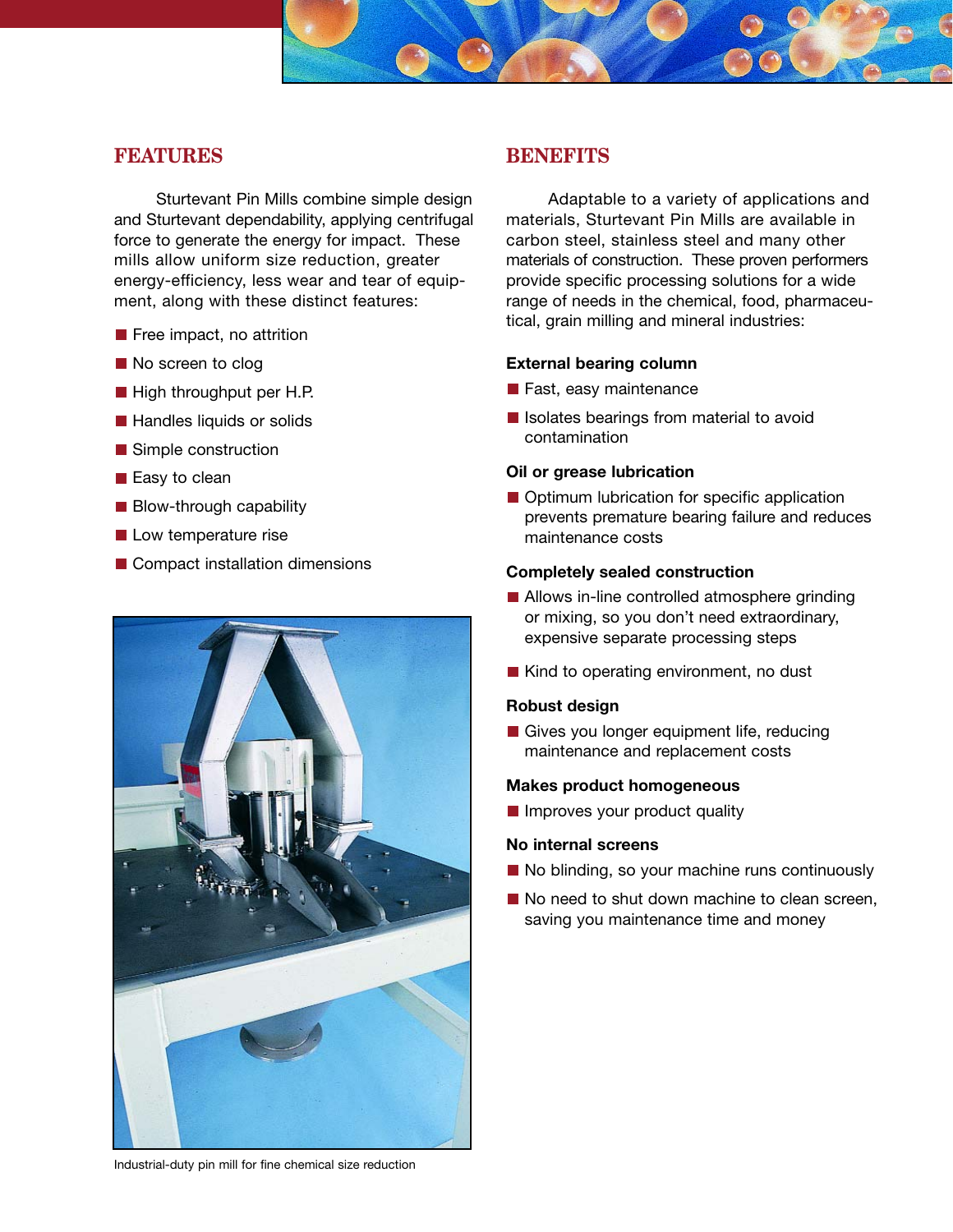## FEATURES

Sturtevant Pin Mills combine simple design and Sturtevant dependability, applying centrifugal force to generate the energy for impact. These mills allow uniform size reduction, greater energy-efficiency, less wear and tear of equipment, along with these distinct features:

- Free impact, no attrition
- No screen to clog
- High throughput per H.P.
- Handles liquids or solids
- Simple construction
- Easy to clean
- Blow-through capability
- Low temperature rise
- Compact installation dimensions

Industrial-duty pin mill for fine chemical size reduction

## BENEFITS

Adaptable to a variety of applications and materials, Sturtevant Pin Mills are available in carbon steel, stainless steel and many other materials of construction. These proven performers provide specific processing solutions for a wide range of needs in the chemical, food, pharmaceutical, grain milling and mineral industries:

**External bearing column**

- Fast, easy maintenance
- Isolates bearings from material to avoid contamination

**Oil or grease lubrication**

- Optimum lubrication for specific application prevents premature bearing failure and reduces maintenance costs

**Completely sealed construction**

- Allows in-line controlled atmosphere grinding or mixing, so you don't need extraordinary, expensive separate processing steps
- Kind to operating environment, no dust

**Robust design**

- Gives you longer equipment life, reducing maintenance and replacement costs

**Makes product homogeneous**

- Improves your product quality

**No internal screens**

- No blinding, so your machine runs continuously
- No need to shut down machine to clean screen, saving you maintenance time and money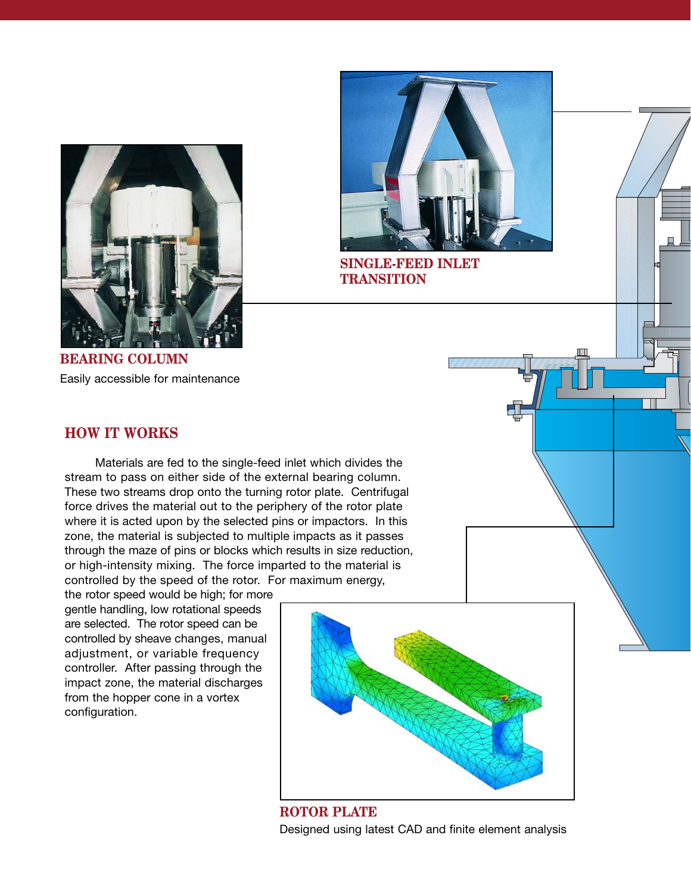**SINGLE-FEED INLET TRANSITION**

**BEARING COLUMN**

Easily accessible for maintenance

## HOW IT WORKS

Materials are fed to the single-feed inlet which divides the stream to pass on either side of the external bearing column. These two streams drop onto the turning rotor plate. Centrifugal force drives the material out to the periphery of the rotor plate where it is acted upon by the selected pins or impactors. In this zone, the material is subjected to multiple impacts as it passes through the maze of pins or blocks which results in size reduction, or high-intensity mixing. The force imparted to the material is controlled by the speed of the rotor. For maximum energy, the rotor speed would be high; for more gentle handling, low rotational speeds are selected. The rotor speed can be controlled by sheave changes, manual adjustment, or variable frequency controller. After passing through the impact zone, the material discharges from the hopper cone in a vortex configuration.

**ROTOR PLATE**

Designed using latest CAD and finite element analysis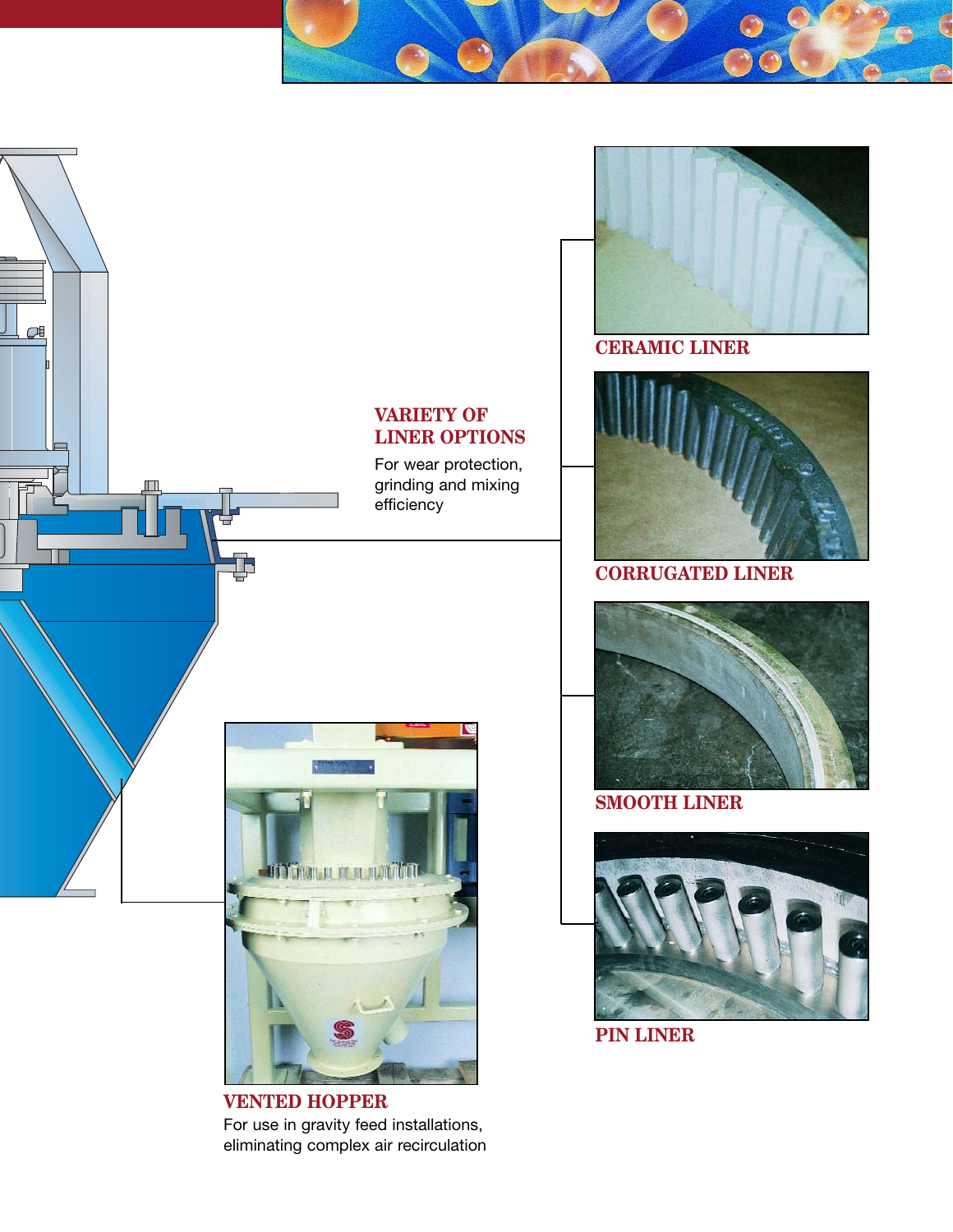## VARIETY OF LINER OPTIONS

For wear protection, grinding and mixing efficiency

### CERAMIC LINER

### CORRUGATED LINER

### SMOOTH LINER

### PIN LINER

## VENTED HOPPER

For use in gravity feed installations, eliminating complex air recirculation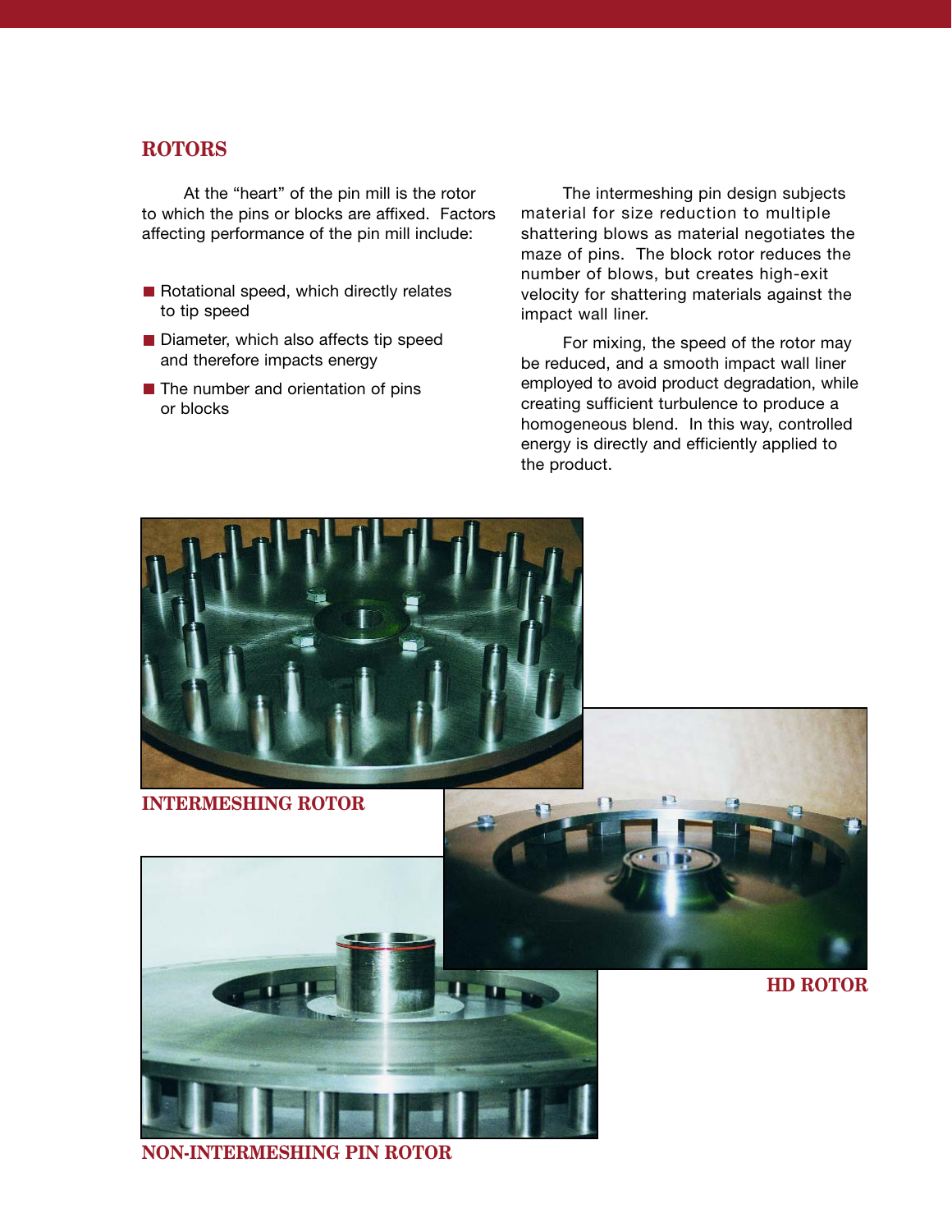## ROTORS

At the "heart" of the pin mill is the rotor to which the pins or blocks are affixed. Factors affecting performance of the pin mill include:

- Rotational speed, which directly relates to tip speed
- Diameter, which also affects tip speed and therefore impacts energy
- The number and orientation of pins or blocks

The intermeshing pin design subjects material for size reduction to multiple shattering blows as material negotiates the maze of pins. The block rotor reduces the number of blows, but creates high-exit velocity for shattering materials against the impact wall liner.

For mixing, the speed of the rotor may be reduced, and a smooth impact wall liner employed to avoid product degradation, while creating sufficient turbulence to produce a homogeneous blend. In this way, controlled energy is directly and efficiently applied to the product.

INTERMESHING ROTOR

HD ROTOR

NON-INTERMESHING PIN ROTOR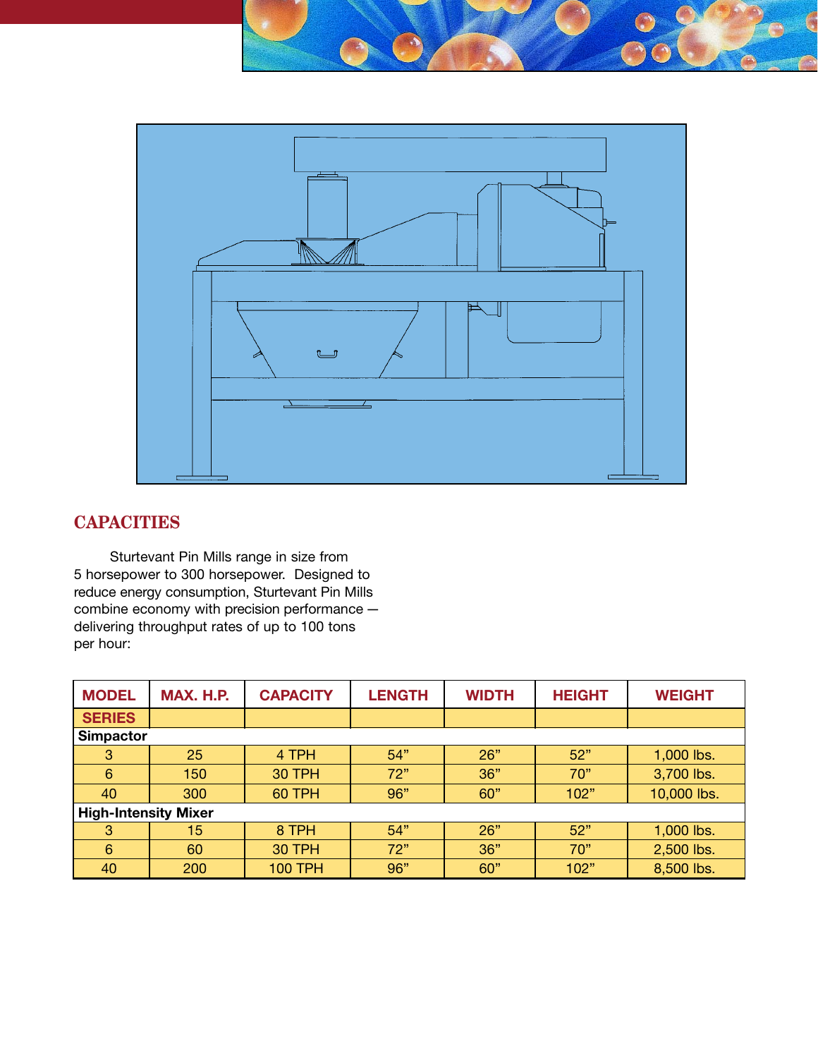## CAPACITIES

Sturtevant Pin Mills range in size from 5 horsepower to 300 horsepower. Designed to reduce energy consumption, Sturtevant Pin Mills combine economy with precision performance — delivering throughput rates of up to 100 tons per hour:

| MODEL | MAX. H.P. | CAPACITY | LENGTH | WIDTH | HEIGHT | WEIGHT |
|---|---|---|---|---|---|---|
| SERIES | | | | | | |
| **Simpactor** | | | | | | |
| 3 | 25 | 4 TPH | 54” | 26” | 52” | 1,000 lbs. |
| 6 | 150 | 30 TPH | 72” | 36” | 70” | 3,700 lbs. |
| 40 | 300 | 60 TPH | 96” | 60” | 102” | 10,000 lbs. |
| **High-Intensity Mixer** | | | | | | |
| 3 | 15 | 8 TPH | 54” | 26” | 52” | 1,000 lbs. |
| 6 | 60 | 30 TPH | 72” | 36” | 70” | 2,500 lbs. |
| 40 | 200 | 100 TPH | 96” | 60” | 102” | 8,500 lbs. |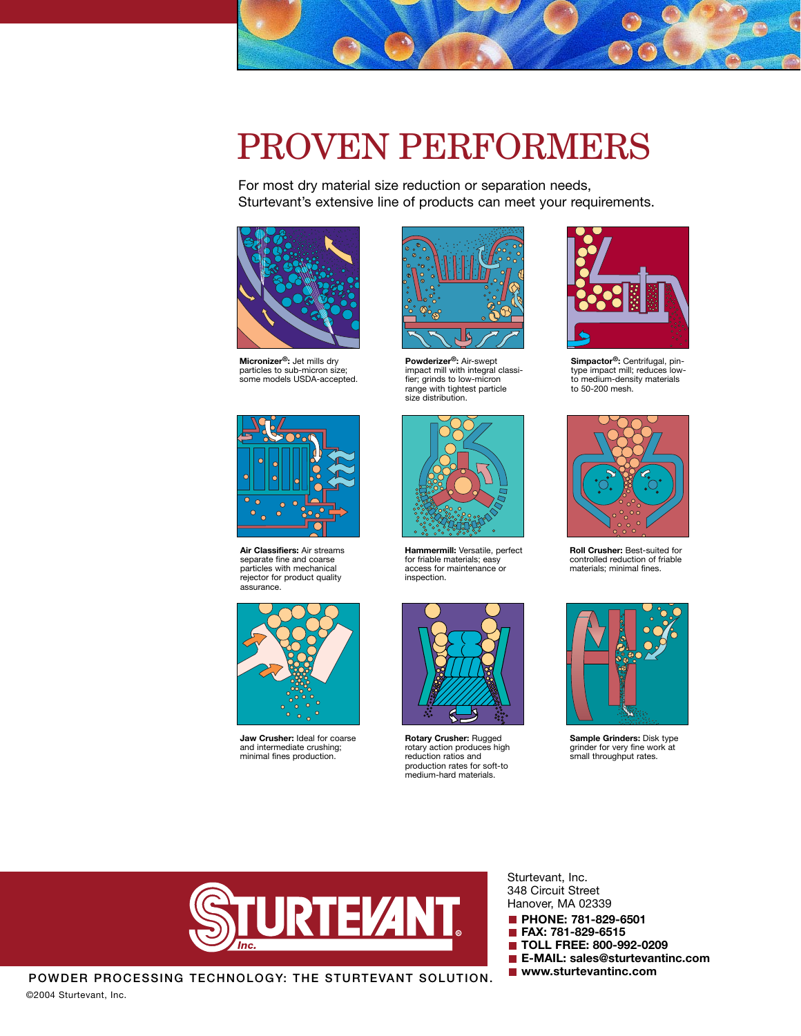# PROVEN PERFORMERS

For most dry material size reduction or separation needs, Sturtevant's extensive line of products can meet your requirements.

**Micronizer®:** Jet mills dry particles to sub-micron size; some models USDA-accepted.

**Powderizer®:** Air-swept impact mill with integral classifier; grinds to low-micron range with tightest particle size distribution.

**Simpactor®:** Centrifugal, pin-type impact mill; reduces low- to medium-density materials to 50-200 mesh.

**Air Classifiers:** Air streams separate fine and coarse particles with mechanical rejector for product quality assurance.

**Hammermill:** Versatile, perfect for friable materials; easy access for maintenance or inspection.

**Roll Crusher:** Best-suited for controlled reduction of friable materials; minimal fines.

**Jaw Crusher:** Ideal for coarse and intermediate crushing; minimal fines production.

**Rotary Crusher:** Rugged rotary action produces high reduction ratios and production rates for soft-to medium-hard materials.

**Sample Grinders:** Disk type grinder for very fine work at small throughput rates.

STURTEVANT Inc.

Sturtevant, Inc.
348 Circuit Street
Hanover, MA 02339

- **PHONE: 781-829-6501**
- **FAX: 781-829-6515**
- **TOLL FREE: 800-992-0209**
- **E-MAIL: sales@sturtevantinc.com**
- **www.sturtevantinc.com**

POWDER PROCESSING TECHNOLOGY: THE STURTEVANT SOLUTION.

©2004 Sturtevant, Inc.